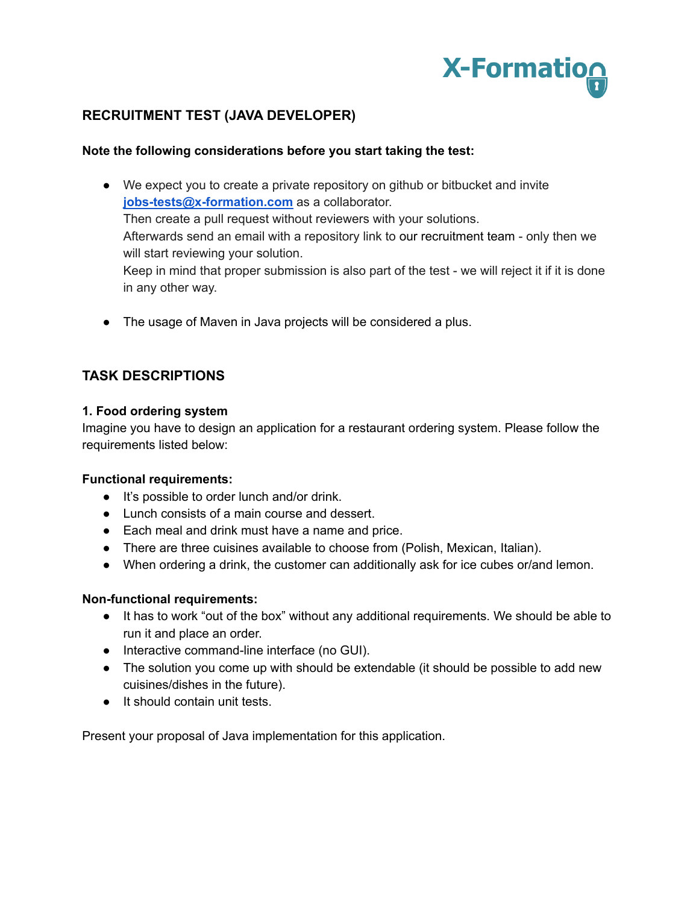X-Formation

## RECRUITMENT TEST (JAVA DEVELOPER)

**Note the following considerations before you start taking the test:**

- We expect you to create a private repository on github or bitbucket and invite **jobs-tests@x-formation.com** as a collaborator.
  Then create a pull request without reviewers with your solutions.
  Afterwards send an email with a repository link to our recruitment team - only then we will start reviewing your solution.
  Keep in mind that proper submission is also part of the test - we will reject it if it is done in any other way.

- The usage of Maven in Java projects will be considered a plus.

## TASK DESCRIPTIONS

### 1. Food ordering system

Imagine you have to design an application for a restaurant ordering system. Please follow the requirements listed below:

**Functional requirements:**

- It's possible to order lunch and/or drink.
- Lunch consists of a main course and dessert.
- Each meal and drink must have a name and price.
- There are three cuisines available to choose from (Polish, Mexican, Italian).
- When ordering a drink, the customer can additionally ask for ice cubes or/and lemon.

**Non-functional requirements:**

- It has to work "out of the box" without any additional requirements. We should be able to run it and place an order.
- Interactive command-line interface (no GUI).
- The solution you come up with should be extendable (it should be possible to add new cuisines/dishes in the future).
- It should contain unit tests.

Present your proposal of Java implementation for this application.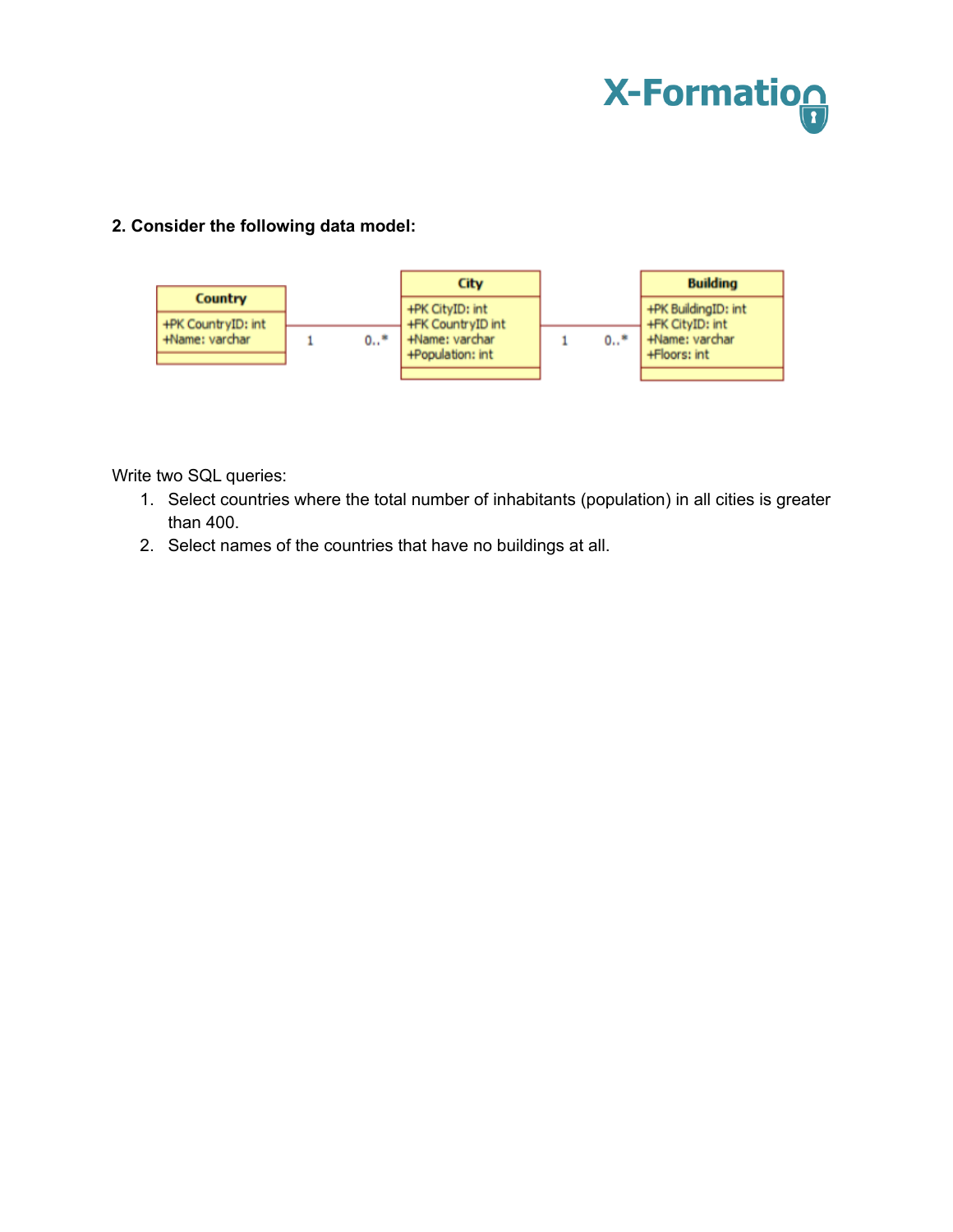**2. Consider the following data model:**

**Country**
+PK CountryID: int
+Name: varchar

1 — 0..*

**City**
+PK CityID: int
+FK CountryID int
+Name: varchar
+Population: int

1 — 0..*

**Building**
+PK BuildingID: int
+FK CityID: int
+Name: varchar
+Floors: int

Write two SQL queries:

1. Select countries where the total number of inhabitants (population) in all cities is greater than 400.
2. Select names of the countries that have no buildings at all.